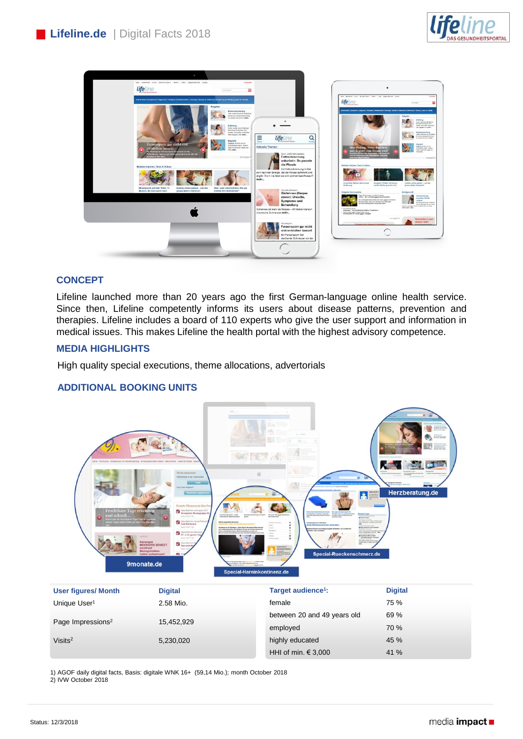# Lifeline.de | Digital Facts 2018

## CONCEPT

Lifeline launched more than 20 years ago the first German-language online health service. Since then, Lifeline competently informs its users about disease patterns, prevention and therapies. Lifeline includes a board of 110 experts who give the user support and information in medical issues. This makes Lifeline the health portal with the highest advisory competence.

## MEDIA HIGHLIGHTS

High quality special executions, theme allocations, advertorials

## ADDITIONAL BOOKING UNITS

9monate.de

Special-Harninkontinenz.de

Special-Rueckenschmerz.de

Herzberatung.de

| User figures/ Month | Digital | Target audience[1]: | Digital |
|---|---|---|---|
| Unique User[1] | 2.58 Mio. | female | 75 % |
| | | between 20 and 49 years old | 69 % |
| Page Impressions[2] | 15,452,929 | employed | 70 % |
| Visits[2] | 5,230,020 | highly educated | 45 % |
| | | HHI of min. € 3,000 | 41 % |

1) AGOF daily digital facts, Basis: digitale WNK 16+ (59,14 Mio.); month October 2018
2) IVW October 2018

Status: 12/3/2018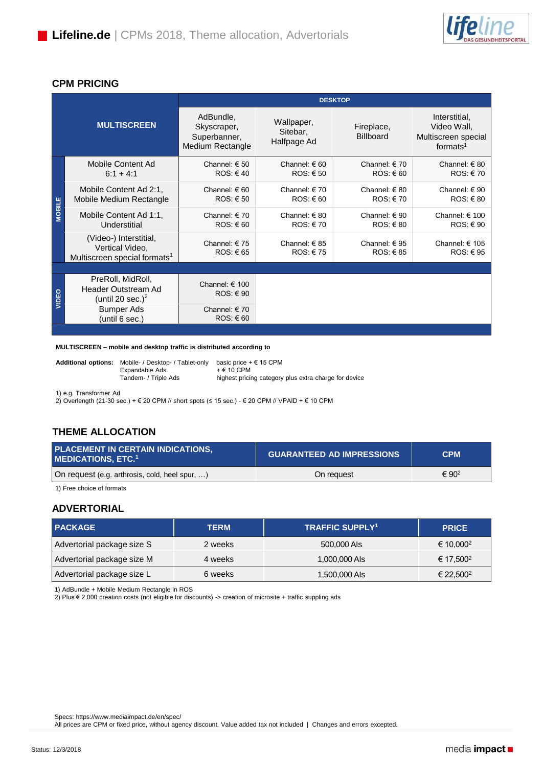# Lifeline.de | CPMs 2018, Theme allocation, Advertorials

## CPM PRICING

| MULTISCREEN | | DESKTOP | | | |
|---|---|---|---|---|---|
| | | AdBundle, Skyscraper, Superbanner, Medium Rectangle | Wallpaper, Sitebar, Halfpage Ad | Fireplace, Billboard | Interstitial, Video Wall, Multiscreen special formats[1] |
| MOBILE | Mobile Content Ad 6:1 + 4:1 | Channel: € 50 ROS: € 40 | Channel: € 60 ROS: € 50 | Channel: € 70 ROS: € 60 | Channel: € 80 ROS: € 70 |
| MOBILE | Mobile Content Ad 2:1, Mobile Medium Rectangle | Channel: € 60 ROS: € 50 | Channel: € 70 ROS: € 60 | Channel: € 80 ROS: € 70 | Channel: € 90 ROS: € 80 |
| MOBILE | Mobile Content Ad 1:1, Understitial | Channel: € 70 ROS: € 60 | Channel: € 80 ROS: € 70 | Channel: € 90 ROS: € 80 | Channel: € 100 ROS: € 90 |
| MOBILE | (Video-) Interstitial, Vertical Video, Multiscreen special formats[1] | Channel: € 75 ROS: € 65 | Channel: € 85 ROS: € 75 | Channel: € 95 ROS: € 85 | Channel: € 105 ROS: € 95 |
| VIDEO | PreRoll, MidRoll, Header Outstream Ad (until 20 sec.)[2] | Channel: € 100 ROS: € 90 | | | |
| VIDEO | Bumper Ads (until 6 sec.) | Channel: € 70 ROS: € 60 | | | |

**MULTISCREEN – mobile and desktop traffic is distributed according to**

**Additional options:**

| | | |
|---|---|---|
| **Additional options:** | Mobile- / Desktop- / Tablet-only | basic price + € 15 CPM |
| | Expandable Ads | + € 10 CPM |
| | Tandem- / Triple Ads | highest pricing category plus extra charge for device |

1) e.g. Transformer Ad
2) Overlength (21-30 sec.) + € 20 CPM // short spots (≤ 15 sec.) - € 20 CPM // VPAID + € 10 CPM

## THEME ALLOCATION

| PLACEMENT IN CERTAIN INDICATIONS, MEDICATIONS, ETC.[1] | GUARANTEED AD IMPRESSIONS | CPM |
|---|---|---|
| On request (e.g. arthrosis, cold, heel spur, …) | On request | € 90[2] |

1) Free choice of formats

## ADVERTORIAL

| PACKAGE | TERM | TRAFFIC SUPPLY[1] | PRICE |
|---|---|---|---|
| Advertorial package size S | 2 weeks | 500,000 AIs | € 10,000[2] |
| Advertorial package size M | 4 weeks | 1,000,000 AIs | € 17,500[2] |
| Advertorial package size L | 6 weeks | 1,500,000 AIs | € 22,500[2] |

1) AdBundle + Mobile Medium Rectangle in ROS
2) Plus € 2,000 creation costs (not eligible for discounts) -> creation of microsite + traffic suppling ads

Specs: https://www.mediaimpact.de/en/spec/
All prices are CPM or fixed price, without agency discount. Value added tax not included | Changes and errors excepted.

Status: 12/3/2018